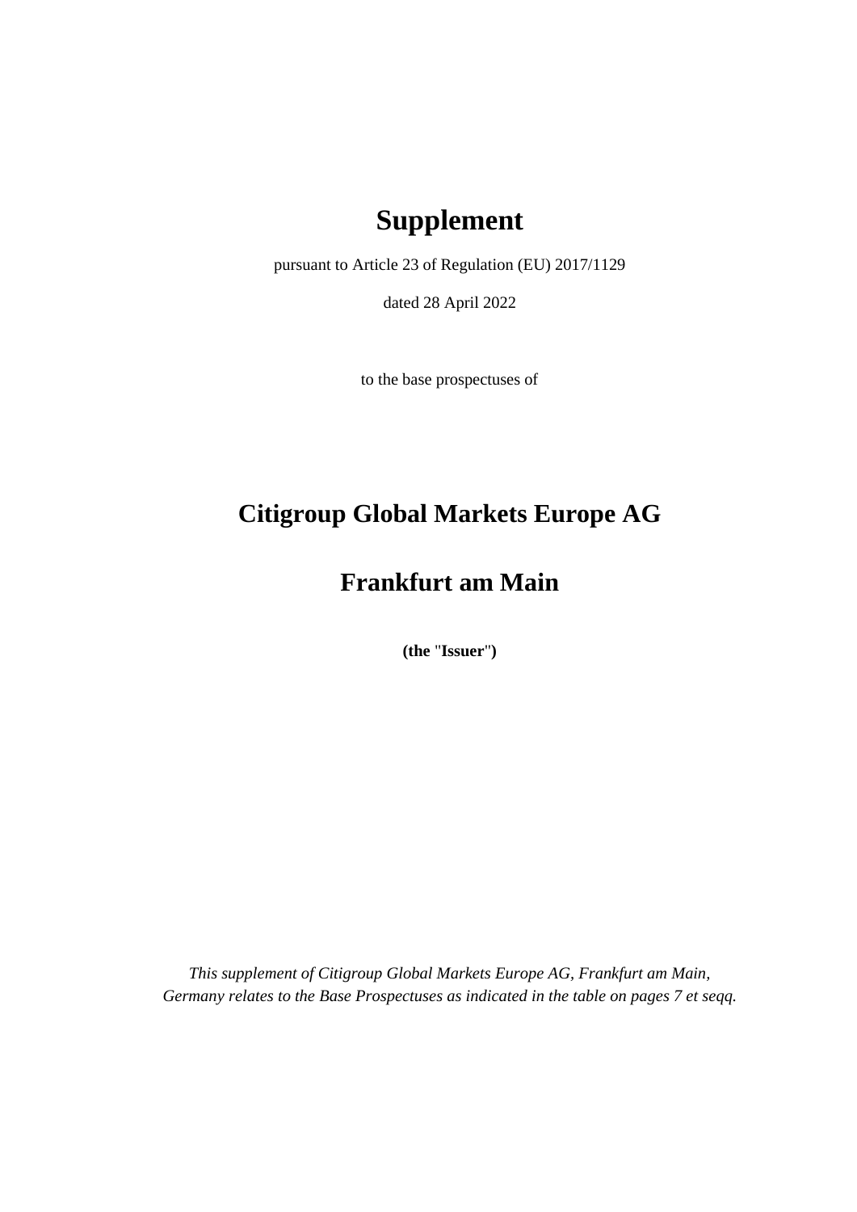# Supplement

pursuant to Article 23 of Regulation (EU) 2017/1129

dated 28 April 2022

to the base prospectuses of

# Citigroup Global Markets Europe AG

# Frankfurt am Main

**(the "Issuer")**

*This supplement of Citigroup Global Markets Europe AG, Frankfurt am Main, Germany relates to the Base Prospectuses as indicated in the table on pages 7 et seqq.*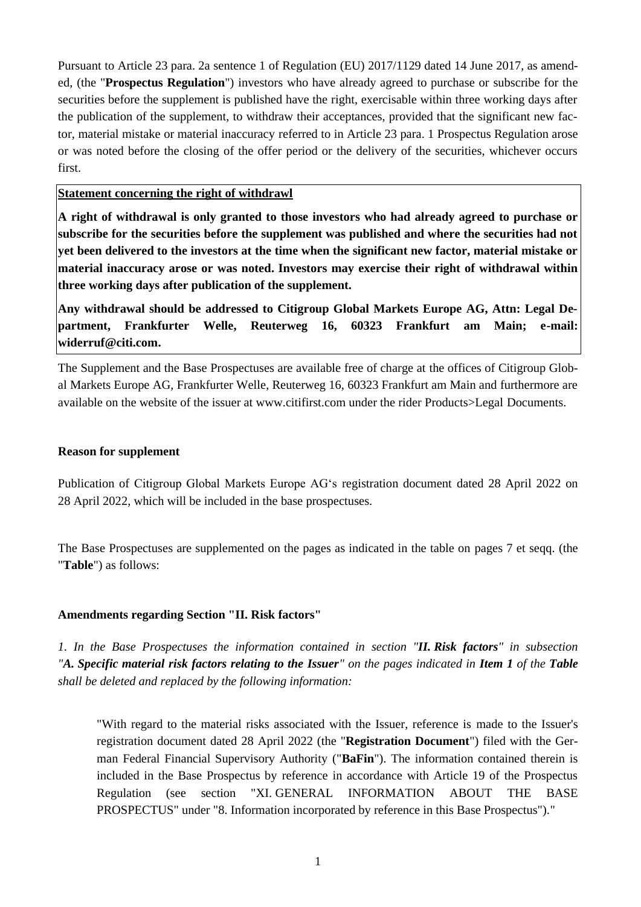Pursuant to Article 23 para. 2a sentence 1 of Regulation (EU) 2017/1129 dated 14 June 2017, as amended, (the "**Prospectus Regulation**") investors who have already agreed to purchase or subscribe for the securities before the supplement is published have the right, exercisable within three working days after the publication of the supplement, to withdraw their acceptances, provided that the significant new factor, material mistake or material inaccuracy referred to in Article 23 para. 1 Prospectus Regulation arose or was noted before the closing of the offer period or the delivery of the securities, whichever occurs first.

**Statement concerning the right of withdrawl**

**A right of withdrawal is only granted to those investors who had already agreed to purchase or subscribe for the securities before the supplement was published and where the securities had not yet been delivered to the investors at the time when the significant new factor, material mistake or material inaccuracy arose or was noted. Investors may exercise their right of withdrawal within three working days after publication of the supplement.**

**Any withdrawal should be addressed to Citigroup Global Markets Europe AG, Attn: Legal Department, Frankfurter Welle, Reuterweg 16, 60323 Frankfurt am Main; e-mail: widerruf@citi.com.**

The Supplement and the Base Prospectuses are available free of charge at the offices of Citigroup Global Markets Europe AG, Frankfurter Welle, Reuterweg 16, 60323 Frankfurt am Main and furthermore are available on the website of the issuer at www.citifirst.com under the rider Products>Legal Documents.

**Reason for supplement**

Publication of Citigroup Global Markets Europe AG's registration document dated 28 April 2022 on 28 April 2022, which will be included in the base prospectuses.

The Base Prospectuses are supplemented on the pages as indicated in the table on pages 7 et seqq. (the "**Table**") as follows:

**Amendments regarding Section "II. Risk factors"**

*1. In the Base Prospectuses the information contained in section "**II. Risk factors**" in subsection "**A. Specific material risk factors relating to the Issuer**" on the pages indicated in **Item 1** of the **Table** shall be deleted and replaced by the following information:*

> "With regard to the material risks associated with the Issuer, reference is made to the Issuer's registration document dated 28 April 2022 (the "**Registration Document**") filed with the German Federal Financial Supervisory Authority ("**BaFin**"). The information contained therein is included in the Base Prospectus by reference in accordance with Article 19 of the Prospectus Regulation (see section "XI. GENERAL INFORMATION ABOUT THE BASE PROSPECTUS" under "8. Information incorporated by reference in this Base Prospectus")."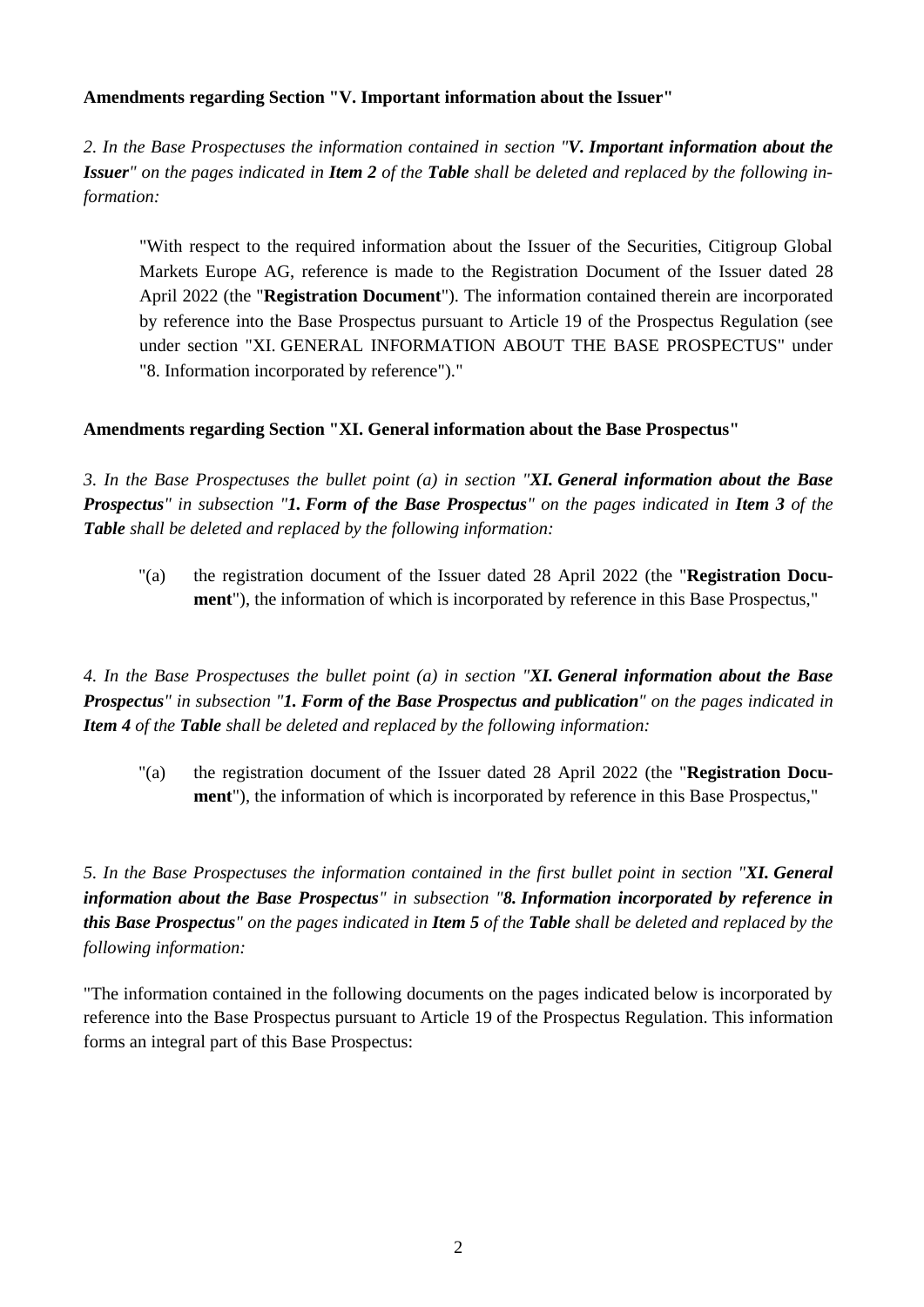**Amendments regarding Section "V. Important information about the Issuer"**

*2. In the Base Prospectuses the information contained in section "**V. Important information about the Issuer**" on the pages indicated in **Item 2** of the **Table** shall be deleted and replaced by the following information:*

> "With respect to the required information about the Issuer of the Securities, Citigroup Global Markets Europe AG, reference is made to the Registration Document of the Issuer dated 28 April 2022 (the "**Registration Document**"). The information contained therein are incorporated by reference into the Base Prospectus pursuant to Article 19 of the Prospectus Regulation (see under section "XI. GENERAL INFORMATION ABOUT THE BASE PROSPECTUS" under "8. Information incorporated by reference")."

**Amendments regarding Section "XI. General information about the Base Prospectus"**

*3. In the Base Prospectuses the bullet point (a) in section "**XI. General information about the Base Prospectus**" in subsection "**1. Form of the Base Prospectus**" on the pages indicated in **Item 3** of the **Table** shall be deleted and replaced by the following information:*

> "(a) the registration document of the Issuer dated 28 April 2022 (the "**Registration Document**"), the information of which is incorporated by reference in this Base Prospectus,"

*4. In the Base Prospectuses the bullet point (a) in section "**XI. General information about the Base Prospectus**" in subsection "**1. Form of the Base Prospectus and publication**" on the pages indicated in **Item 4** of the **Table** shall be deleted and replaced by the following information:*

> "(a) the registration document of the Issuer dated 28 April 2022 (the "**Registration Document**"), the information of which is incorporated by reference in this Base Prospectus,"

*5. In the Base Prospectuses the information contained in the first bullet point in section "**XI. General information about the Base Prospectus**" in subsection "**8. Information incorporated by reference in this Base Prospectus**" on the pages indicated in **Item 5** of the **Table** shall be deleted and replaced by the following information:*

"The information contained in the following documents on the pages indicated below is incorporated by reference into the Base Prospectus pursuant to Article 19 of the Prospectus Regulation. This information forms an integral part of this Base Prospectus: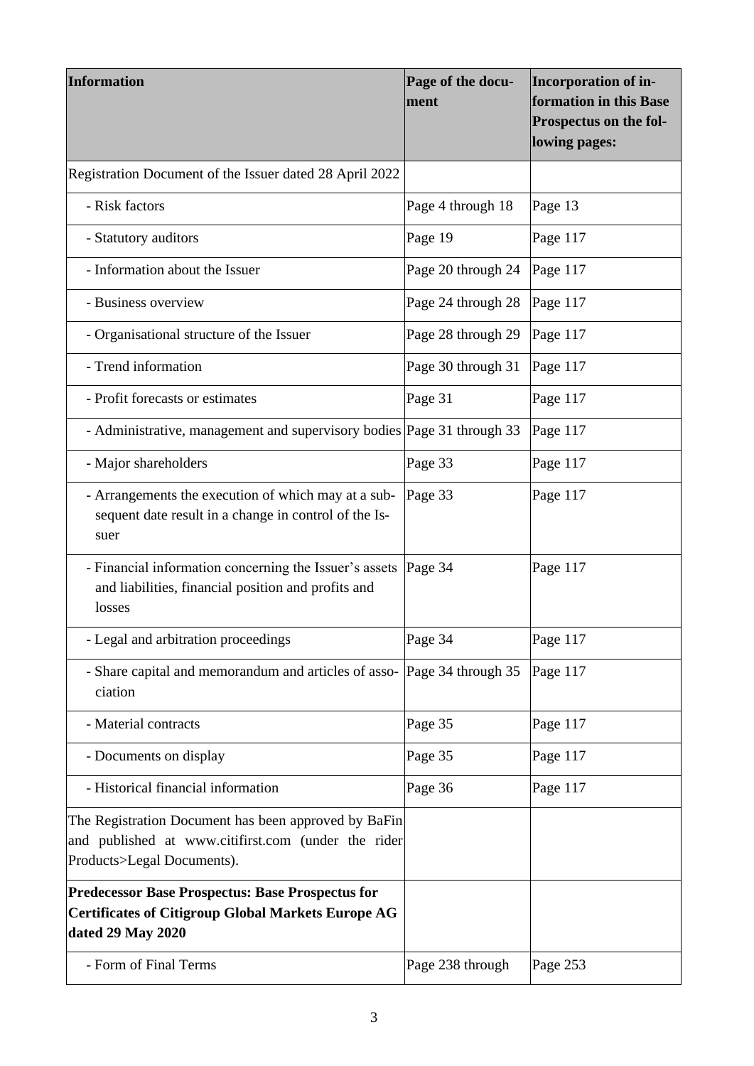| Information | Page of the document | Incorporation of information in this Base Prospectus on the following pages: |
|---|---|---|
| Registration Document of the Issuer dated 28 April 2022 | | |
| - Risk factors | Page 4 through 18 | Page 13 |
| - Statutory auditors | Page 19 | Page 117 |
| - Information about the Issuer | Page 20 through 24 | Page 117 |
| - Business overview | Page 24 through 28 | Page 117 |
| - Organisational structure of the Issuer | Page 28 through 29 | Page 117 |
| - Trend information | Page 30 through 31 | Page 117 |
| - Profit forecasts or estimates | Page 31 | Page 117 |
| - Administrative, management and supervisory bodies | Page 31 through 33 | Page 117 |
| - Major shareholders | Page 33 | Page 117 |
| - Arrangements the execution of which may at a subsequent date result in a change in control of the Issuer | Page 33 | Page 117 |
| - Financial information concerning the Issuer's assets and liabilities, financial position and profits and losses | Page 34 | Page 117 |
| - Legal and arbitration proceedings | Page 34 | Page 117 |
| - Share capital and memorandum and articles of association | Page 34 through 35 | Page 117 |
| - Material contracts | Page 35 | Page 117 |
| - Documents on display | Page 35 | Page 117 |
| - Historical financial information | Page 36 | Page 117 |
| The Registration Document has been approved by BaFin and published at www.citifirst.com (under the rider Products>Legal Documents). | | |
| **Predecessor Base Prospectus: Base Prospectus for Certificates of Citigroup Global Markets Europe AG dated 29 May 2020** | | |
| - Form of Final Terms | Page 238 through | Page 253 |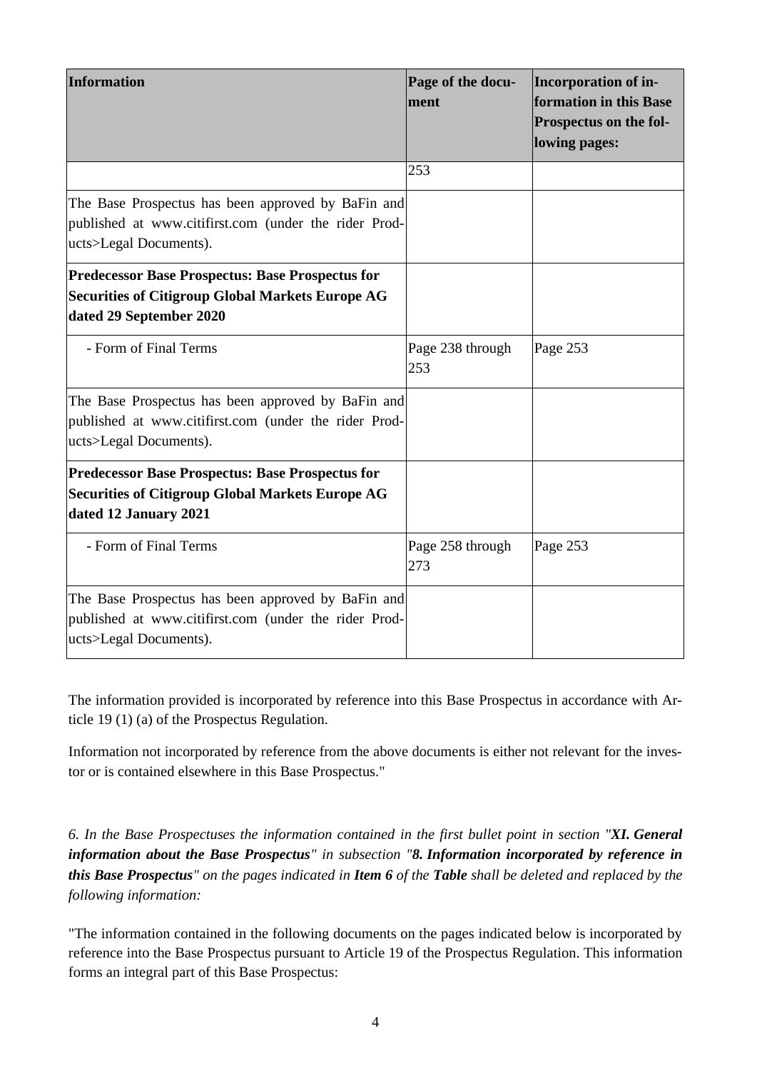| Information | Page of the document | Incorporation of information in this Base Prospectus on the following pages: |
|---|---|---|
| | 253 | |
| The Base Prospectus has been approved by BaFin and published at www.citifirst.com (under the rider Products>Legal Documents). | | |
| **Predecessor Base Prospectus: Base Prospectus for Securities of Citigroup Global Markets Europe AG dated 29 September 2020** | | |
| - Form of Final Terms | Page 238 through 253 | Page 253 |
| The Base Prospectus has been approved by BaFin and published at www.citifirst.com (under the rider Products>Legal Documents). | | |
| **Predecessor Base Prospectus: Base Prospectus for Securities of Citigroup Global Markets Europe AG dated 12 January 2021** | | |
| - Form of Final Terms | Page 258 through 273 | Page 253 |
| The Base Prospectus has been approved by BaFin and published at www.citifirst.com (under the rider Products>Legal Documents). | | |

The information provided is incorporated by reference into this Base Prospectus in accordance with Article 19 (1) (a) of the Prospectus Regulation.

Information not incorporated by reference from the above documents is either not relevant for the investor or is contained elsewhere in this Base Prospectus."

*6. In the Base Prospectuses the information contained in the first bullet point in section "**XI. General information about the Base Prospectus**" in subsection "**8. Information incorporated by reference in this Base Prospectus**" on the pages indicated in **Item 6** of the **Table** shall be deleted and replaced by the following information:*

"The information contained in the following documents on the pages indicated below is incorporated by reference into the Base Prospectus pursuant to Article 19 of the Prospectus Regulation. This information forms an integral part of this Base Prospectus: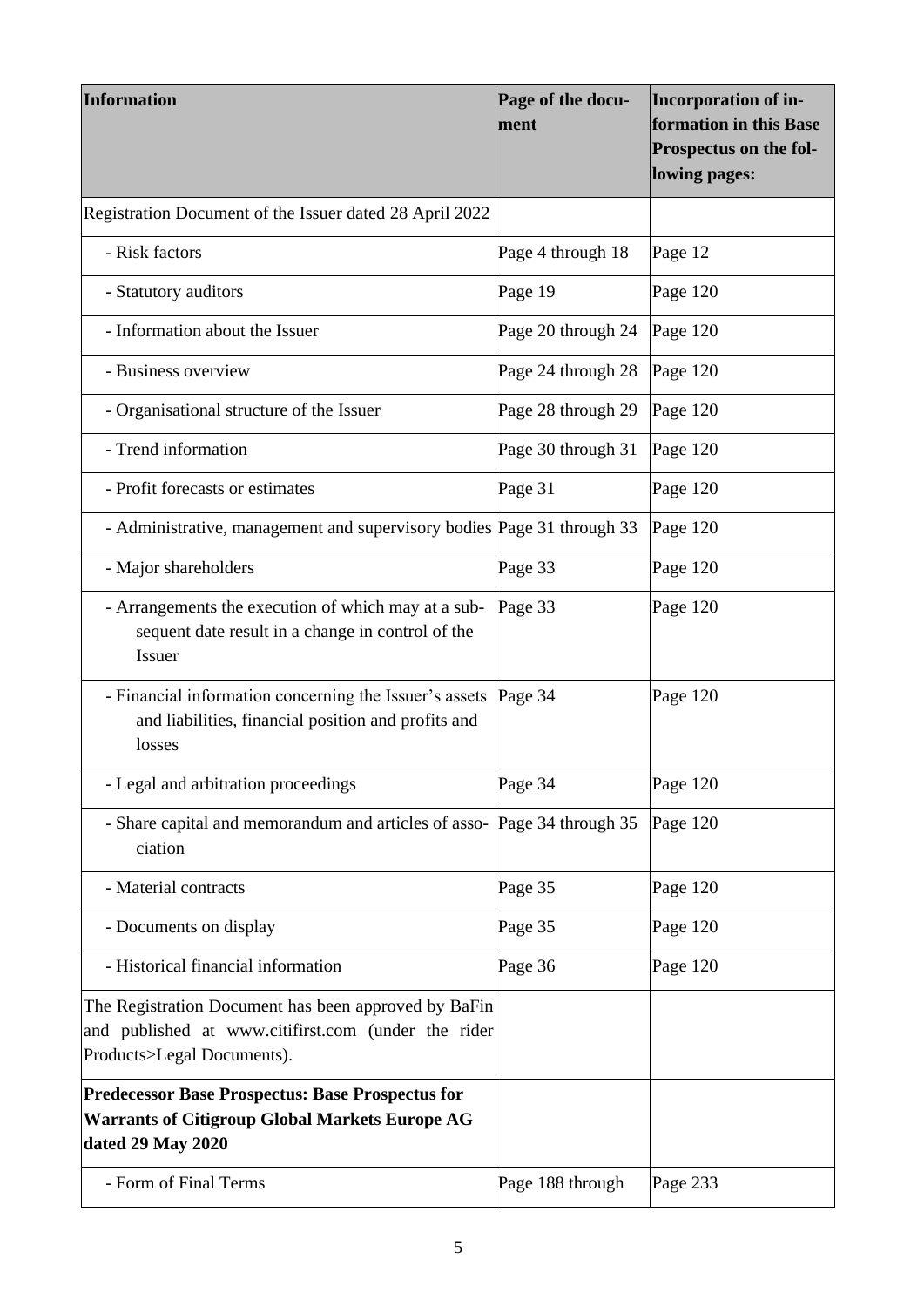| **Information** | **Page of the document** | **Incorporation of information in this Base Prospectus on the following pages:** |
|---|---|---|
| Registration Document of the Issuer dated 28 April 2022 | | |
| - Risk factors | Page 4 through 18 | Page 12 |
| - Statutory auditors | Page 19 | Page 120 |
| - Information about the Issuer | Page 20 through 24 | Page 120 |
| - Business overview | Page 24 through 28 | Page 120 |
| - Organisational structure of the Issuer | Page 28 through 29 | Page 120 |
| - Trend information | Page 30 through 31 | Page 120 |
| - Profit forecasts or estimates | Page 31 | Page 120 |
| - Administrative, management and supervisory bodies | Page 31 through 33 | Page 120 |
| - Major shareholders | Page 33 | Page 120 |
| - Arrangements the execution of which may at a subsequent date result in a change in control of the Issuer | Page 33 | Page 120 |
| - Financial information concerning the Issuer's assets and liabilities, financial position and profits and losses | Page 34 | Page 120 |
| - Legal and arbitration proceedings | Page 34 | Page 120 |
| - Share capital and memorandum and articles of association | Page 34 through 35 | Page 120 |
| - Material contracts | Page 35 | Page 120 |
| - Documents on display | Page 35 | Page 120 |
| - Historical financial information | Page 36 | Page 120 |
| The Registration Document has been approved by BaFin and published at www.citifirst.com (under the rider Products>Legal Documents). | | |
| **Predecessor Base Prospectus: Base Prospectus for Warrants of Citigroup Global Markets Europe AG dated 29 May 2020** | | |
| - Form of Final Terms | Page 188 through | Page 233 |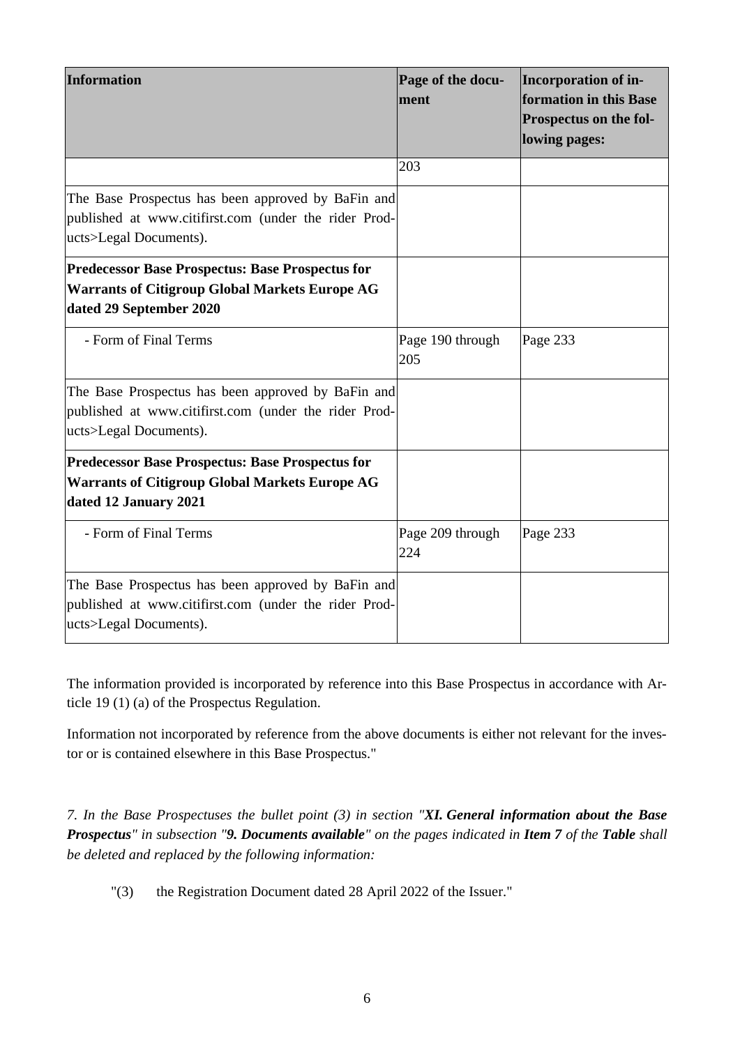| **Information** | **Page of the document** | **Incorporation of information in this Base Prospectus on the following pages:** |
| --- | --- | --- |
| | 203 | |
| The Base Prospectus has been approved by BaFin and published at www.citifirst.com (under the rider Products>Legal Documents). | | |
| **Predecessor Base Prospectus: Base Prospectus for Warrants of Citigroup Global Markets Europe AG dated 29 September 2020** | | |
| - Form of Final Terms | Page 190 through 205 | Page 233 |
| The Base Prospectus has been approved by BaFin and published at www.citifirst.com (under the rider Products>Legal Documents). | | |
| **Predecessor Base Prospectus: Base Prospectus for Warrants of Citigroup Global Markets Europe AG dated 12 January 2021** | | |
| - Form of Final Terms | Page 209 through 224 | Page 233 |
| The Base Prospectus has been approved by BaFin and published at www.citifirst.com (under the rider Products>Legal Documents). | | |

The information provided is incorporated by reference into this Base Prospectus in accordance with Article 19 (1) (a) of the Prospectus Regulation.

Information not incorporated by reference from the above documents is either not relevant for the investor or is contained elsewhere in this Base Prospectus."

*7. In the Base Prospectuses the bullet point (3) in section "**XI. General information about the Base Prospectus**" in subsection "**9. Documents available**" on the pages indicated in **Item 7** of the **Table** shall be deleted and replaced by the following information:*

"(3) the Registration Document dated 28 April 2022 of the Issuer."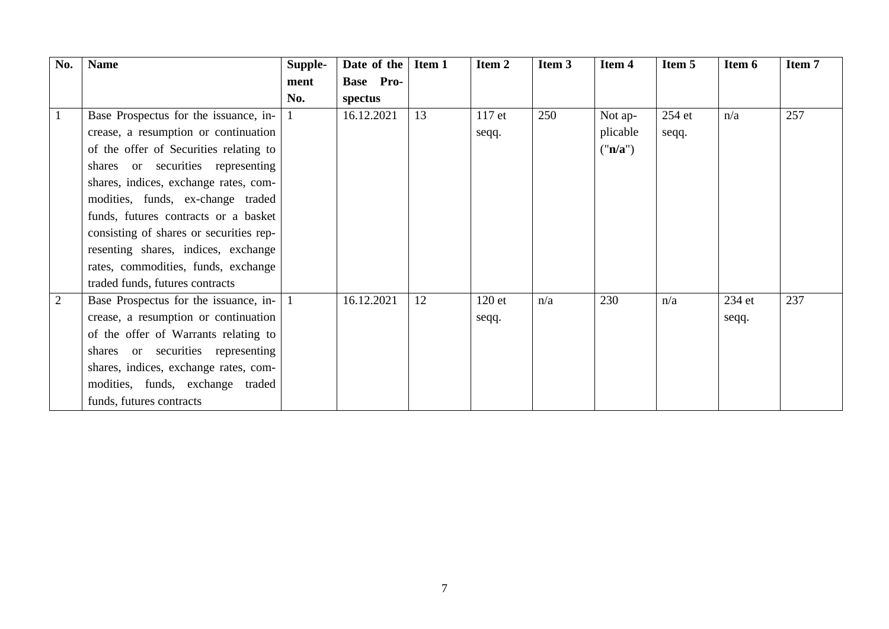| No. | Name | Supplement No. | Date of the Base Prospectus | Item 1 | Item 2 | Item 3 | Item 4 | Item 5 | Item 6 | Item 7 |
|---|---|---|---|---|---|---|---|---|---|---|
| 1 | Base Prospectus for the issuance, increase, a resumption or continuation of the offer of Securities relating to shares or securities representing shares, indices, exchange rates, commodities, funds, ex-change traded funds, futures contracts or a basket consisting of shares or securities representing shares, indices, exchange rates, commodities, funds, exchange traded funds, futures contracts | 1 | 16.12.2021 | 13 | 117 et seqq. | 250 | Not applicable ("**n/a**") | 254 et seqq. | n/a | 257 |
| 2 | Base Prospectus for the issuance, increase, a resumption or continuation of the offer of Warrants relating to shares or securities representing shares, indices, exchange rates, commodities, funds, exchange traded funds, futures contracts | 1 | 16.12.2021 | 12 | 120 et seqq. | n/a | 230 | n/a | 234 et seqq. | 237 |